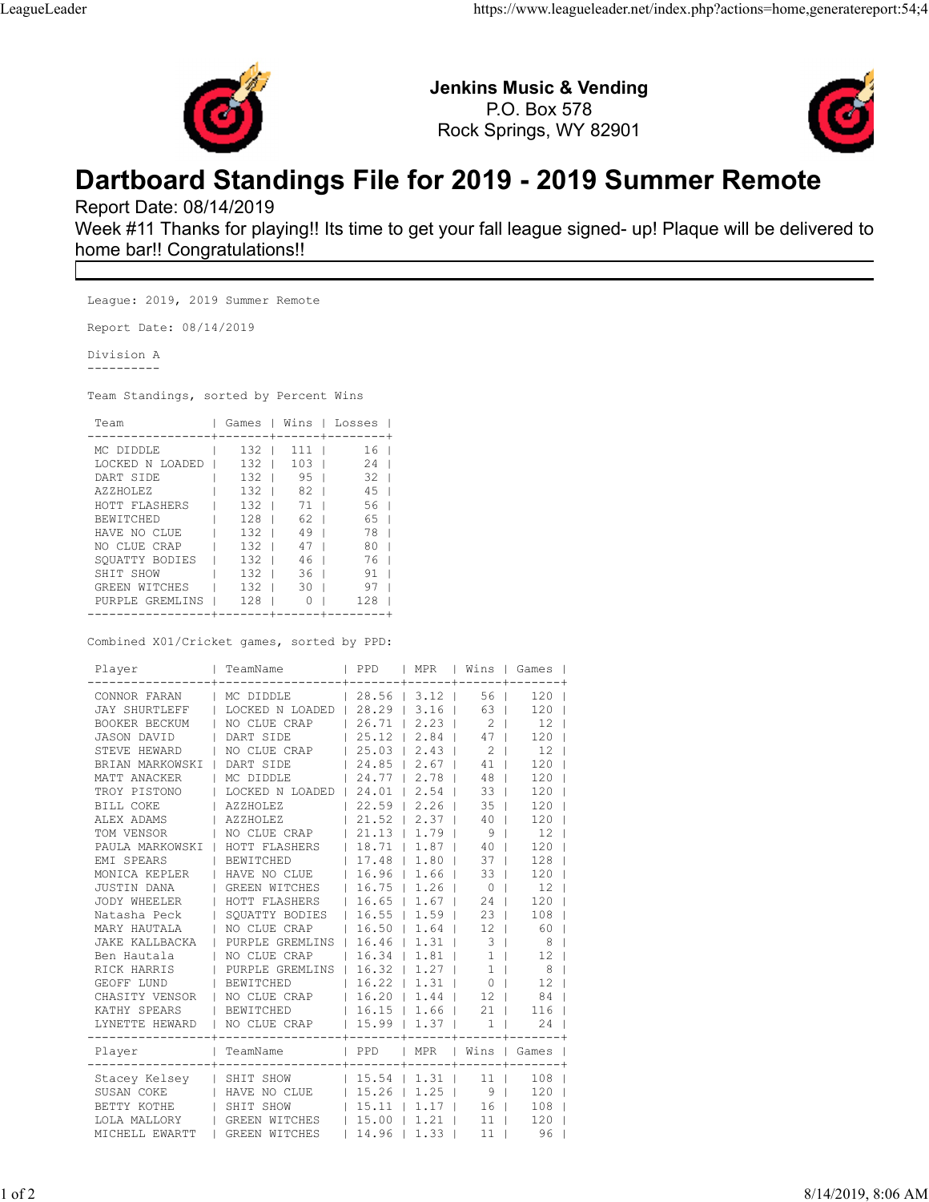**Jenkins Music & Vending**
P.O. Box 578
Rock Springs, WY 82901

# Dartboard Standings File for 2019 - 2019 Summer Remote

Report Date: 08/14/2019

Week #11 Thanks for playing!! Its time to get your fall league signed- up! Plaque will be delivered to home bar!! Congratulations!!

League: 2019, 2019 Summer Remote

Report Date: 08/14/2019

Division A

Team Standings, sorted by Percent Wins

| Team | Games | Wins | Losses |
|---|---|---|---|
| MC DIDDLE | 132 | 111 | 16 |
| LOCKED N LOADED | 132 | 103 | 24 |
| DART SIDE | 132 | 95 | 32 |
| AZZHOLEZ | 132 | 82 | 45 |
| HOTT FLASHERS | 132 | 71 | 56 |
| BEWITCHED | 128 | 62 | 65 |
| HAVE NO CLUE | 132 | 49 | 78 |
| NO CLUE CRAP | 132 | 47 | 80 |
| SQUATTY BODIES | 132 | 46 | 76 |
| SHIT SHOW | 132 | 36 | 91 |
| GREEN WITCHES | 132 | 30 | 97 |
| PURPLE GREMLINS | 128 | 0 | 128 |

Combined X01/Cricket games, sorted by PPD:

| Player | TeamName | PPD | MPR | Wins | Games |
|---|---|---|---|---|---|
| CONNOR FARAN | MC DIDDLE | 28.56 | 3.12 | 56 | 120 |
| JAY SHURTLEFF | LOCKED N LOADED | 28.29 | 3.16 | 63 | 120 |
| BOOKER BECKUM | NO CLUE CRAP | 26.71 | 2.23 | 2 | 12 |
| JASON DAVID | DART SIDE | 25.12 | 2.84 | 47 | 120 |
| STEVE HEWARD | NO CLUE CRAP | 25.03 | 2.43 | 2 | 12 |
| BRIAN MARKOWSKI | DART SIDE | 24.85 | 2.67 | 41 | 120 |
| MATT ANACKER | MC DIDDLE | 24.77 | 2.78 | 48 | 120 |
| TROY PISTONO | LOCKED N LOADED | 24.01 | 2.54 | 33 | 120 |
| BILL COKE | AZZHOLEZ | 22.59 | 2.26 | 35 | 120 |
| ALEX ADAMS | AZZHOLEZ | 21.52 | 2.37 | 40 | 120 |
| TOM VENSOR | NO CLUE CRAP | 21.13 | 1.79 | 9 | 12 |
| PAULA MARKOWSKI | HOTT FLASHERS | 18.71 | 1.87 | 40 | 120 |
| EMI SPEARS | BEWITCHED | 17.48 | 1.80 | 37 | 128 |
| MONICA KEPLER | HAVE NO CLUE | 16.96 | 1.66 | 33 | 120 |
| JUSTIN DANA | GREEN WITCHES | 16.75 | 1.26 | 0 | 12 |
| JODY WHEELER | HOTT FLASHERS | 16.65 | 1.67 | 24 | 120 |
| Natasha Peck | SQUATTY BODIES | 16.55 | 1.59 | 23 | 108 |
| MARY HAUTALA | NO CLUE CRAP | 16.50 | 1.64 | 12 | 60 |
| JAKE KALLBACKA | PURPLE GREMLINS | 16.46 | 1.31 | 3 | 8 |
| Ben Hautala | NO CLUE CRAP | 16.34 | 1.81 | 1 | 12 |
| RICK HARRIS | PURPLE GREMLINS | 16.32 | 1.27 | 1 | 8 |
| GEOFF LUND | BEWITCHED | 16.22 | 1.31 | 0 | 12 |
| CHASITY VENSOR | NO CLUE CRAP | 16.20 | 1.44 | 12 | 84 |
| KATHY SPEARS | BEWITCHED | 16.15 | 1.66 | 21 | 116 |
| LYNETTE HEWARD | NO CLUE CRAP | 15.99 | 1.37 | 1 | 24 |
| Stacey Kelsey | SHIT SHOW | 15.54 | 1.31 | 11 | 108 |
| SUSAN COKE | HAVE NO CLUE | 15.26 | 1.25 | 9 | 120 |
| BETTY KOTHE | SHIT SHOW | 15.11 | 1.17 | 16 | 108 |
| LOLA MALLORY | GREEN WITCHES | 15.00 | 1.21 | 11 | 120 |
| MICHELL EWARTT | GREEN WITCHES | 14.96 | 1.33 | 11 | 96 |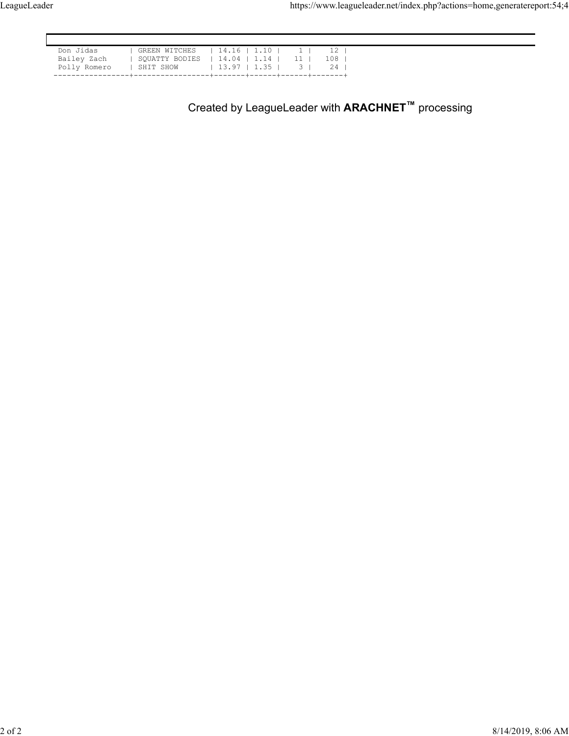| | | | | | |
|---|---|---|---|---|---|
| Don Jidas | GREEN WITCHES | 14.16 | 1.10 | 1 | 12 |
| Bailey Zach | SQUATTY BODIES | 14.04 | 1.14 | 11 | 108 |
| Polly Romero | SHIT SHOW | 13.97 | 1.35 | 3 | 24 |

Created by LeagueLeader with **ARACHNET™** processing